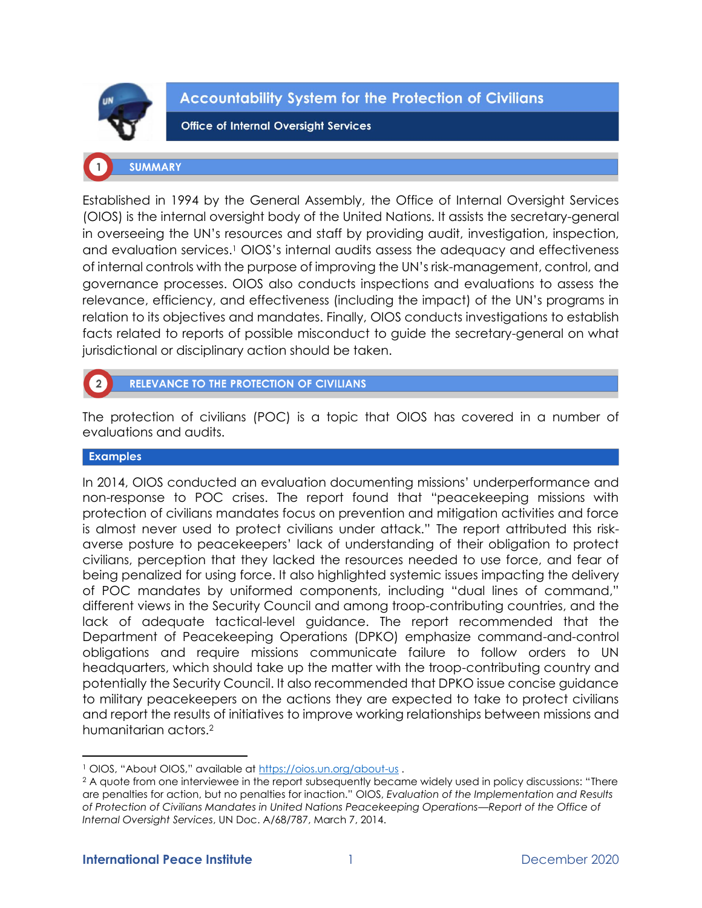# Accountability System for the Protection of Civilians

**Office of Internal Oversight Services**

## 1 SUMMARY

Established in 1994 by the General Assembly, the Office of Internal Oversight Services (OIOS) is the internal oversight body of the United Nations. It assists the secretary-general in overseeing the UN's resources and staff by providing audit, investigation, inspection, and evaluation services.[1] OIOS's internal audits assess the adequacy and effectiveness of internal controls with the purpose of improving the UN's risk-management, control, and governance processes. OIOS also conducts inspections and evaluations to assess the relevance, efficiency, and effectiveness (including the impact) of the UN's programs in relation to its objectives and mandates. Finally, OIOS conducts investigations to establish facts related to reports of possible misconduct to guide the secretary-general on what jurisdictional or disciplinary action should be taken.

## 2 RELEVANCE TO THE PROTECTION OF CIVILIANS

The protection of civilians (POC) is a topic that OIOS has covered in a number of evaluations and audits.

### Examples

In 2014, OIOS conducted an evaluation documenting missions' underperformance and non-response to POC crises. The report found that "peacekeeping missions with protection of civilians mandates focus on prevention and mitigation activities and force is almost never used to protect civilians under attack." The report attributed this risk-averse posture to peacekeepers' lack of understanding of their obligation to protect civilians, perception that they lacked the resources needed to use force, and fear of being penalized for using force. It also highlighted systemic issues impacting the delivery of POC mandates by uniformed components, including "dual lines of command," different views in the Security Council and among troop-contributing countries, and the lack of adequate tactical-level guidance. The report recommended that the Department of Peacekeeping Operations (DPKO) emphasize command-and-control obligations and require missions communicate failure to follow orders to UN headquarters, which should take up the matter with the troop-contributing country and potentially the Security Council. It also recommended that DPKO issue concise guidance to military peacekeepers on the actions they are expected to take to protect civilians and report the results of initiatives to improve working relationships between missions and humanitarian actors.[2]

---

[1] OIOS, "About OIOS," available at https://oios.un.org/about-us .

[2] A quote from one interviewee in the report subsequently became widely used in policy discussions: "There are penalties for action, but no penalties for inaction." OIOS, *Evaluation of the Implementation and Results of Protection of Civilians Mandates in United Nations Peacekeeping Operations—Report of the Office of Internal Oversight Services*, UN Doc. A/68/787, March 7, 2014.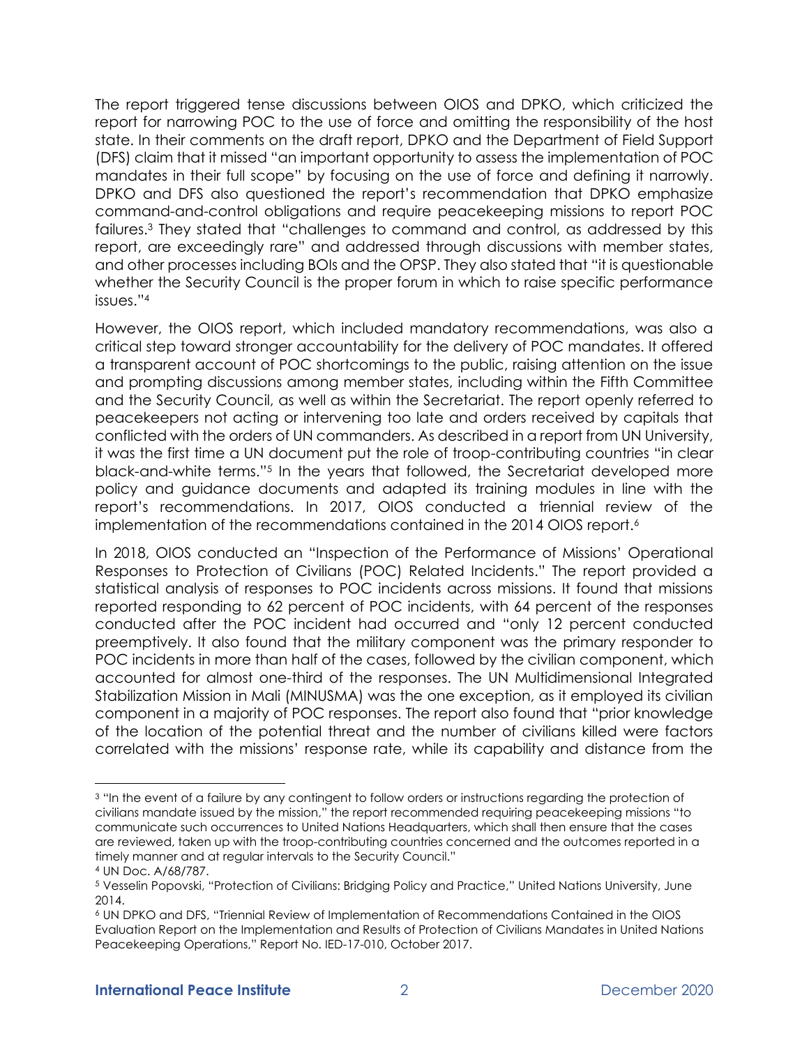The report triggered tense discussions between OIOS and DPKO, which criticized the report for narrowing POC to the use of force and omitting the responsibility of the host state. In their comments on the draft report, DPKO and the Department of Field Support (DFS) claim that it missed "an important opportunity to assess the implementation of POC mandates in their full scope" by focusing on the use of force and defining it narrowly. DPKO and DFS also questioned the report's recommendation that DPKO emphasize command-and-control obligations and require peacekeeping missions to report POC failures.[3] They stated that "challenges to command and control, as addressed by this report, are exceedingly rare" and addressed through discussions with member states, and other processes including BOIs and the OPSP. They also stated that "it is questionable whether the Security Council is the proper forum in which to raise specific performance issues."[4]

However, the OIOS report, which included mandatory recommendations, was also a critical step toward stronger accountability for the delivery of POC mandates. It offered a transparent account of POC shortcomings to the public, raising attention on the issue and prompting discussions among member states, including within the Fifth Committee and the Security Council, as well as within the Secretariat. The report openly referred to peacekeepers not acting or intervening too late and orders received by capitals that conflicted with the orders of UN commanders. As described in a report from UN University, it was the first time a UN document put the role of troop-contributing countries "in clear black-and-white terms."[5] In the years that followed, the Secretariat developed more policy and guidance documents and adapted its training modules in line with the report's recommendations. In 2017, OIOS conducted a triennial review of the implementation of the recommendations contained in the 2014 OIOS report.[6]

In 2018, OIOS conducted an "Inspection of the Performance of Missions' Operational Responses to Protection of Civilians (POC) Related Incidents." The report provided a statistical analysis of responses to POC incidents across missions. It found that missions reported responding to 62 percent of POC incidents, with 64 percent of the responses conducted after the POC incident had occurred and "only 12 percent conducted preemptively. It also found that the military component was the primary responder to POC incidents in more than half of the cases, followed by the civilian component, which accounted for almost one-third of the responses. The UN Multidimensional Integrated Stabilization Mission in Mali (MINUSMA) was the one exception, as it employed its civilian component in a majority of POC responses. The report also found that "prior knowledge of the location of the potential threat and the number of civilians killed were factors correlated with the missions' response rate, while its capability and distance from the

---

[3] "In the event of a failure by any contingent to follow orders or instructions regarding the protection of civilians mandate issued by the mission," the report recommended requiring peacekeeping missions "to communicate such occurrences to United Nations Headquarters, which shall then ensure that the cases are reviewed, taken up with the troop-contributing countries concerned and the outcomes reported in a timely manner and at regular intervals to the Security Council."

[4] UN Doc. A/68/787.

[5] Vesselin Popovski, "Protection of Civilians: Bridging Policy and Practice," United Nations University, June 2014.

[6] UN DPKO and DFS, "Triennial Review of Implementation of Recommendations Contained in the OIOS Evaluation Report on the Implementation and Results of Protection of Civilians Mandates in United Nations Peacekeeping Operations," Report No. IED-17-010, October 2017.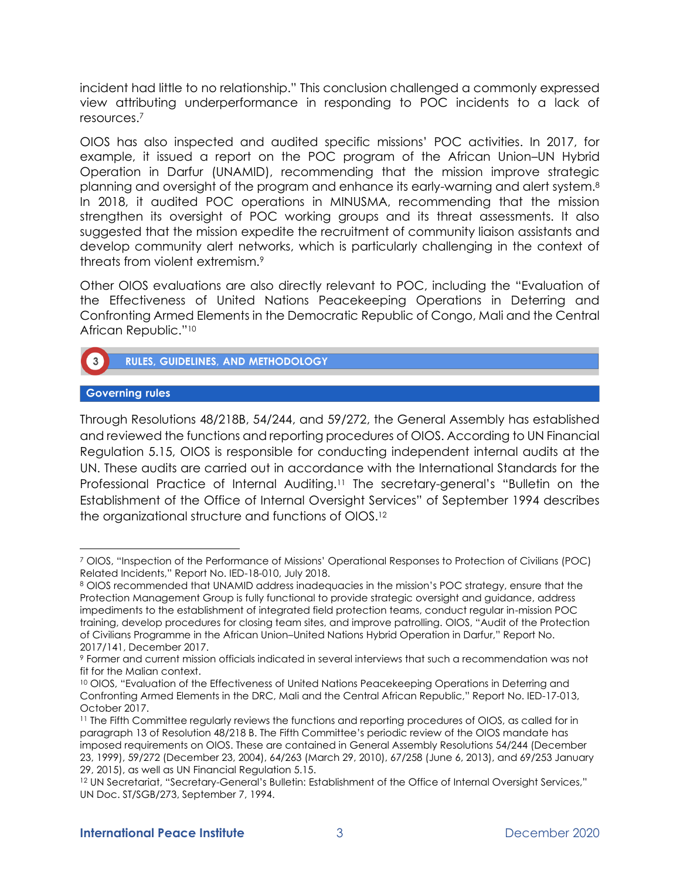incident had little to no relationship." This conclusion challenged a commonly expressed view attributing underperformance in responding to POC incidents to a lack of resources.[7]

OIOS has also inspected and audited specific missions' POC activities. In 2017, for example, it issued a report on the POC program of the African Union–UN Hybrid Operation in Darfur (UNAMID), recommending that the mission improve strategic planning and oversight of the program and enhance its early-warning and alert system.[8] In 2018, it audited POC operations in MINUSMA, recommending that the mission strengthen its oversight of POC working groups and its threat assessments. It also suggested that the mission expedite the recruitment of community liaison assistants and develop community alert networks, which is particularly challenging in the context of threats from violent extremism.[9]

Other OIOS evaluations are also directly relevant to POC, including the "Evaluation of the Effectiveness of United Nations Peacekeeping Operations in Deterring and Confronting Armed Elements in the Democratic Republic of Congo, Mali and the Central African Republic."[10]

## 3 RULES, GUIDELINES, AND METHODOLOGY

### Governing rules

Through Resolutions 48/218B, 54/244, and 59/272, the General Assembly has established and reviewed the functions and reporting procedures of OIOS. According to UN Financial Regulation 5.15, OIOS is responsible for conducting independent internal audits at the UN. These audits are carried out in accordance with the International Standards for the Professional Practice of Internal Auditing.[11] The secretary-general's "Bulletin on the Establishment of the Office of Internal Oversight Services" of September 1994 describes the organizational structure and functions of OIOS.[12]

---

[7] OIOS, "Inspection of the Performance of Missions' Operational Responses to Protection of Civilians (POC) Related Incidents," Report No. IED-18-010, July 2018.

[8] OIOS recommended that UNAMID address inadequacies in the mission's POC strategy, ensure that the Protection Management Group is fully functional to provide strategic oversight and guidance, address impediments to the establishment of integrated field protection teams, conduct regular in-mission POC training, develop procedures for closing team sites, and improve patrolling. OIOS, "Audit of the Protection of Civilians Programme in the African Union–United Nations Hybrid Operation in Darfur," Report No. 2017/141, December 2017.

[9] Former and current mission officials indicated in several interviews that such a recommendation was not fit for the Malian context.

[10] OIOS, "Evaluation of the Effectiveness of United Nations Peacekeeping Operations in Deterring and Confronting Armed Elements in the DRC, Mali and the Central African Republic," Report No. IED-17-013, October 2017.

[11] The Fifth Committee regularly reviews the functions and reporting procedures of OIOS, as called for in paragraph 13 of Resolution 48/218 B. The Fifth Committee's periodic review of the OIOS mandate has imposed requirements on OIOS. These are contained in General Assembly Resolutions 54/244 (December 23, 1999), 59/272 (December 23, 2004), 64/263 (March 29, 2010), 67/258 (June 6, 2013), and 69/253 January 29, 2015), as well as UN Financial Regulation 5.15.

[12] UN Secretariat, "Secretary-General's Bulletin: Establishment of the Office of Internal Oversight Services," UN Doc. ST/SGB/273, September 7, 1994.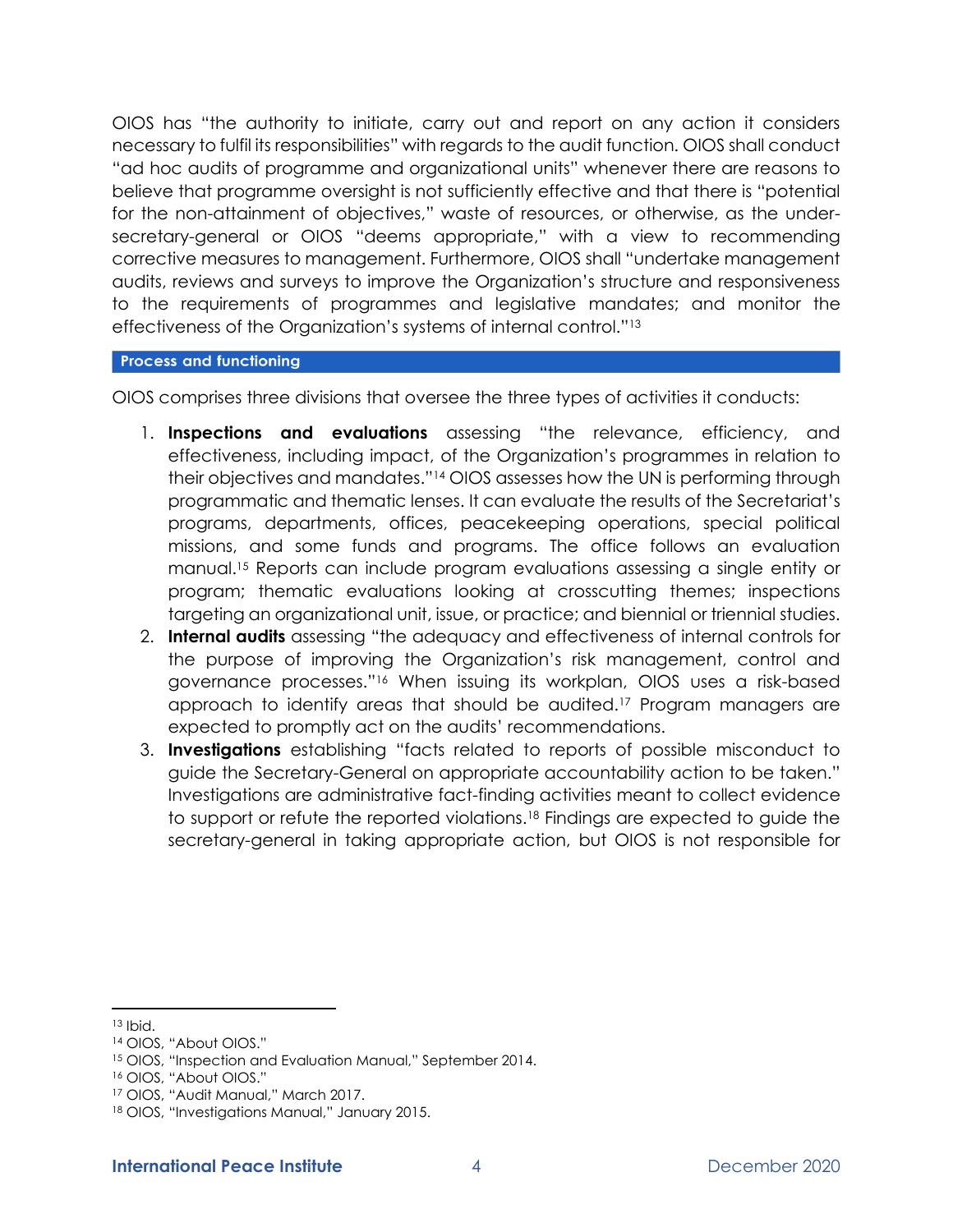OIOS has "the authority to initiate, carry out and report on any action it considers necessary to fulfil its responsibilities" with regards to the audit function. OIOS shall conduct "ad hoc audits of programme and organizational units" whenever there are reasons to believe that programme oversight is not sufficiently effective and that there is "potential for the non-attainment of objectives," waste of resources, or otherwise, as the under-secretary-general or OIOS "deems appropriate," with a view to recommending corrective measures to management. Furthermore, OIOS shall "undertake management audits, reviews and surveys to improve the Organization's structure and responsiveness to the requirements of programmes and legislative mandates; and monitor the effectiveness of the Organization's systems of internal control."[13]

### Process and functioning

OIOS comprises three divisions that oversee the three types of activities it conducts:

1. **Inspections and evaluations** assessing "the relevance, efficiency, and effectiveness, including impact, of the Organization's programmes in relation to their objectives and mandates."[14] OIOS assesses how the UN is performing through programmatic and thematic lenses. It can evaluate the results of the Secretariat's programs, departments, offices, peacekeeping operations, special political missions, and some funds and programs. The office follows an evaluation manual.[15] Reports can include program evaluations assessing a single entity or program; thematic evaluations looking at crosscutting themes; inspections targeting an organizational unit, issue, or practice; and biennial or triennial studies.
2. **Internal audits** assessing "the adequacy and effectiveness of internal controls for the purpose of improving the Organization's risk management, control and governance processes."[16] When issuing its workplan, OIOS uses a risk-based approach to identify areas that should be audited.[17] Program managers are expected to promptly act on the audits' recommendations.
3. **Investigations** establishing "facts related to reports of possible misconduct to guide the Secretary-General on appropriate accountability action to be taken." Investigations are administrative fact-finding activities meant to collect evidence to support or refute the reported violations.[18] Findings are expected to guide the secretary-general in taking appropriate action, but OIOS is not responsible for

---

[13] Ibid.

[14] OIOS, "About OIOS."

[15] OIOS, "Inspection and Evaluation Manual," September 2014.

[16] OIOS, "About OIOS."

[17] OIOS, "Audit Manual," March 2017.

[18] OIOS, "Investigations Manual," January 2015.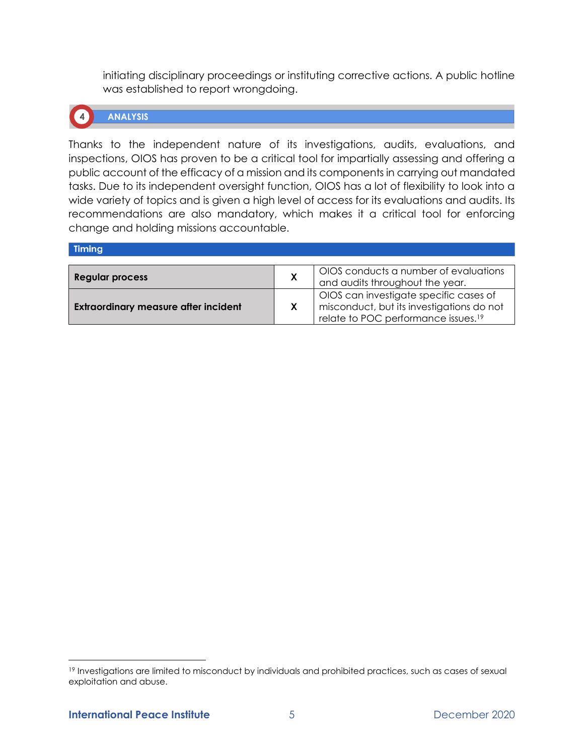initiating disciplinary proceedings or instituting corrective actions. A public hotline was established to report wrongdoing.

## 4 ANALYSIS

Thanks to the independent nature of its investigations, audits, evaluations, and inspections, OIOS has proven to be a critical tool for impartially assessing and offering a public account of the efficacy of a mission and its components in carrying out mandated tasks. Due to its independent oversight function, OIOS has a lot of flexibility to look into a wide variety of topics and is given a high level of access for its evaluations and audits. Its recommendations are also mandatory, which makes it a critical tool for enforcing change and holding missions accountable.

### Timing

| | | |
|---|---|---|
| **Regular process** | X | OIOS conducts a number of evaluations and audits throughout the year. |
| **Extraordinary measure after incident** | X | OIOS can investigate specific cases of misconduct, but its investigations do not relate to POC performance issues.[19] |

[19] Investigations are limited to misconduct by individuals and prohibited practices, such as cases of sexual exploitation and abuse.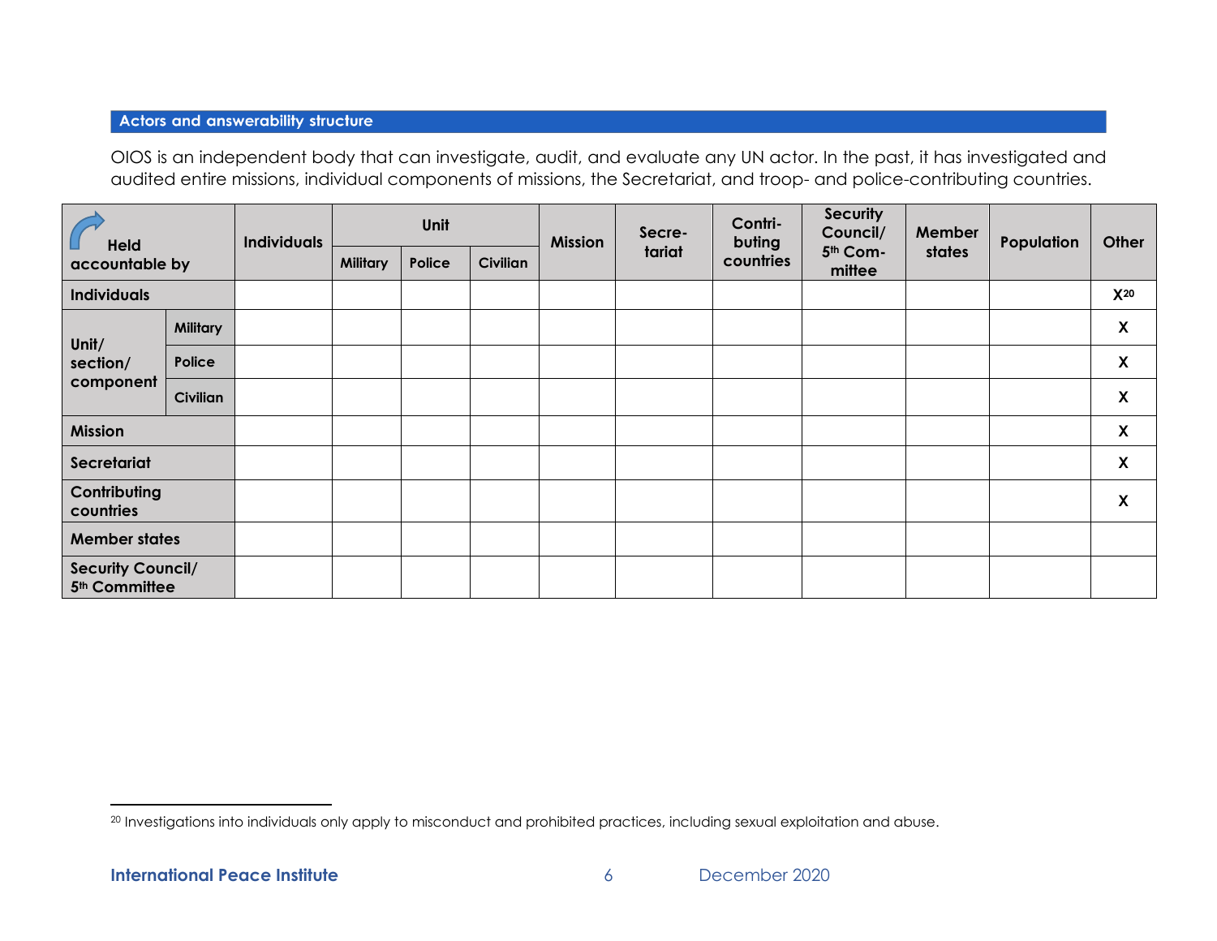## Actors and answerability structure

OIOS is an independent body that can investigate, audit, and evaluate any UN actor. In the past, it has investigated and audited entire missions, individual components of missions, the Secretariat, and troop- and police-contributing countries.

| Held accountable by | | Individuals | Unit | | | Mission | Secre-tariat | Contri-buting countries | Security Council/ 5th Com-mittee | Member states | Population | Other |
|---|---|---|---|---|---|---|---|---|---|---|---|---|
| | | | Military | Police | Civilian | | | | | | | |
| Individuals | | | | | | | | | | | | X[20] |
| Unit/ section/ component | Military | | | | | | | | | | | X |
| | Police | | | | | | | | | | | X |
| | Civilian | | | | | | | | | | | X |
| Mission | | | | | | | | | | | | X |
| Secretariat | | | | | | | | | | | | X |
| Contributing countries | | | | | | | | | | | | X |
| Member states | | | | | | | | | | | | |
| Security Council/ 5th Committee | | | | | | | | | | | | |

[20] Investigations into individuals only apply to misconduct and prohibited practices, including sexual exploitation and abuse.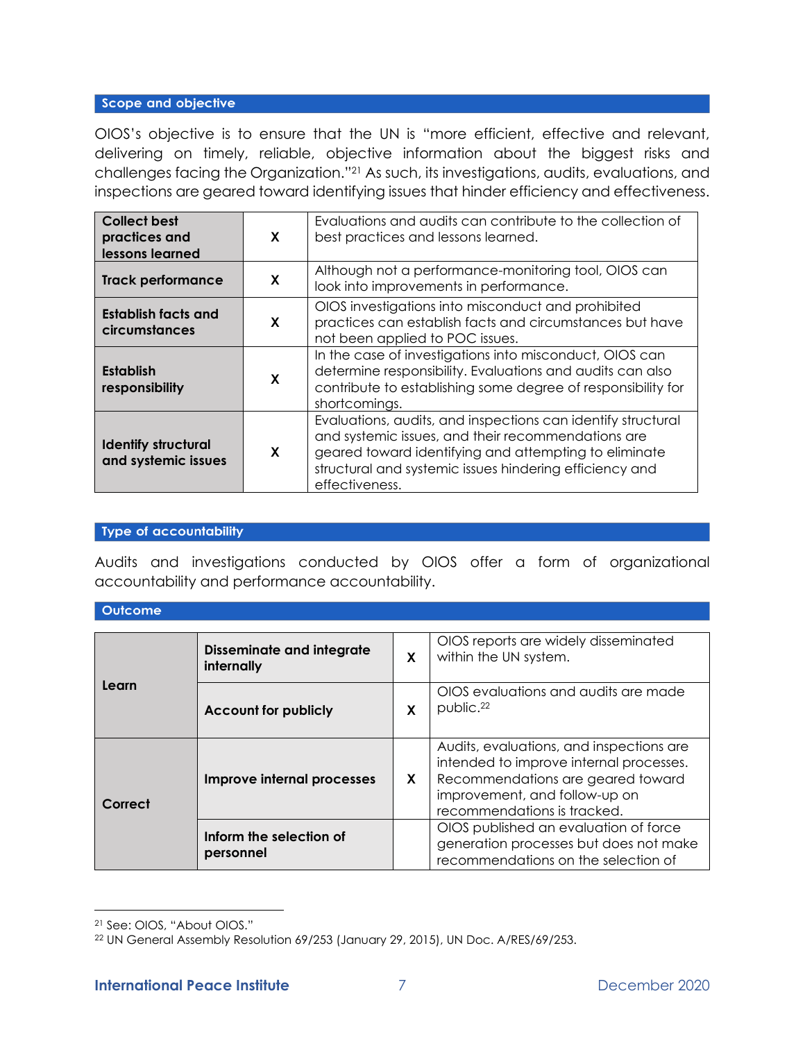### Scope and objective

OIOS's objective is to ensure that the UN is "more efficient, effective and relevant, delivering on timely, reliable, objective information about the biggest risks and challenges facing the Organization."[21] As such, its investigations, audits, evaluations, and inspections are geared toward identifying issues that hinder efficiency and effectiveness.

| | | |
|---|---|---|
| **Collect best practices and lessons learned** | X | Evaluations and audits can contribute to the collection of best practices and lessons learned. |
| **Track performance** | X | Although not a performance-monitoring tool, OIOS can look into improvements in performance. |
| **Establish facts and circumstances** | X | OIOS investigations into misconduct and prohibited practices can establish facts and circumstances but have not been applied to POC issues. |
| **Establish responsibility** | X | In the case of investigations into misconduct, OIOS can determine responsibility. Evaluations and audits can also contribute to establishing some degree of responsibility for shortcomings. |
| **Identify structural and systemic issues** | X | Evaluations, audits, and inspections can identify structural and systemic issues, and their recommendations are geared toward identifying and attempting to eliminate structural and systemic issues hindering efficiency and effectiveness. |

### Type of accountability

Audits and investigations conducted by OIOS offer a form of organizational accountability and performance accountability.

### Outcome

| | | | |
|---|---|---|---|
| **Learn** | **Disseminate and integrate internally** | X | OIOS reports are widely disseminated within the UN system. |
| | **Account for publicly** | X | OIOS evaluations and audits are made public.[22] |
| **Correct** | **Improve internal processes** | X | Audits, evaluations, and inspections are intended to improve internal processes. Recommendations are geared toward improvement, and follow-up on recommendations is tracked. |
| | **Inform the selection of personnel** | | OIOS published an evaluation of force generation processes but does not make recommendations on the selection of |

[21] See: OIOS, "About OIOS."

[22] UN General Assembly Resolution 69/253 (January 29, 2015), UN Doc. A/RES/69/253.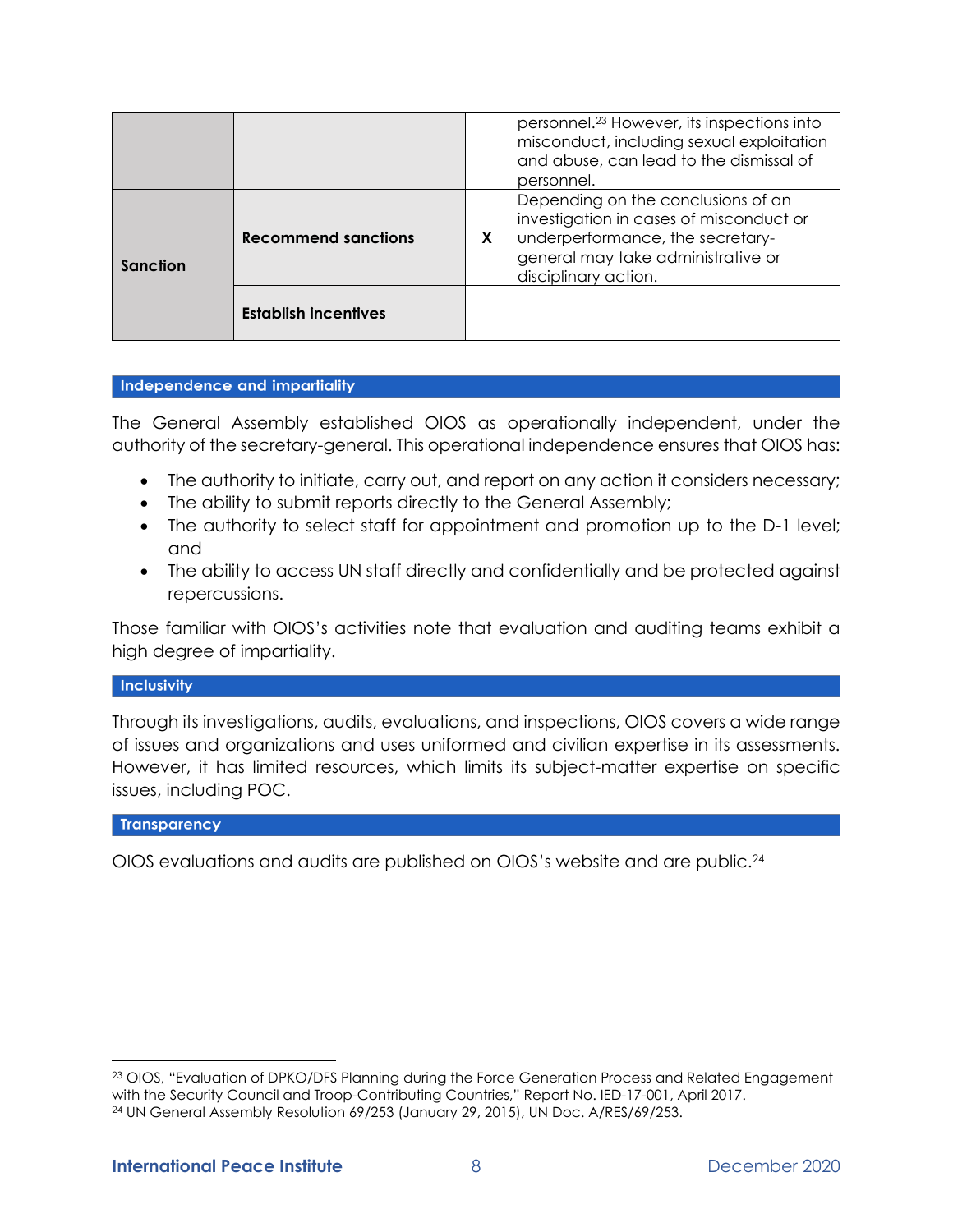| | | | |
|---|---|---|---|
| | | | personnel.[23] However, its inspections into misconduct, including sexual exploitation and abuse, can lead to the dismissal of personnel. |
| **Sanction** | **Recommend sanctions** | **X** | Depending on the conclusions of an investigation in cases of misconduct or underperformance, the secretary-general may take administrative or disciplinary action. |
| | **Establish incentives** | | |

## Independence and impartiality

The General Assembly established OIOS as operationally independent, under the authority of the secretary-general. This operational independence ensures that OIOS has:

- The authority to initiate, carry out, and report on any action it considers necessary;
- The ability to submit reports directly to the General Assembly;
- The authority to select staff for appointment and promotion up to the D-1 level; and
- The ability to access UN staff directly and confidentially and be protected against repercussions.

Those familiar with OIOS's activities note that evaluation and auditing teams exhibit a high degree of impartiality.

## Inclusivity

Through its investigations, audits, evaluations, and inspections, OIOS covers a wide range of issues and organizations and uses uniformed and civilian expertise in its assessments. However, it has limited resources, which limits its subject-matter expertise on specific issues, including POC.

## Transparency

OIOS evaluations and audits are published on OIOS's website and are public.[24]

---

[23] OIOS, "Evaluation of DPKO/DFS Planning during the Force Generation Process and Related Engagement with the Security Council and Troop-Contributing Countries," Report No. IED-17-001, April 2017.

[24] UN General Assembly Resolution 69/253 (January 29, 2015), UN Doc. A/RES/69/253.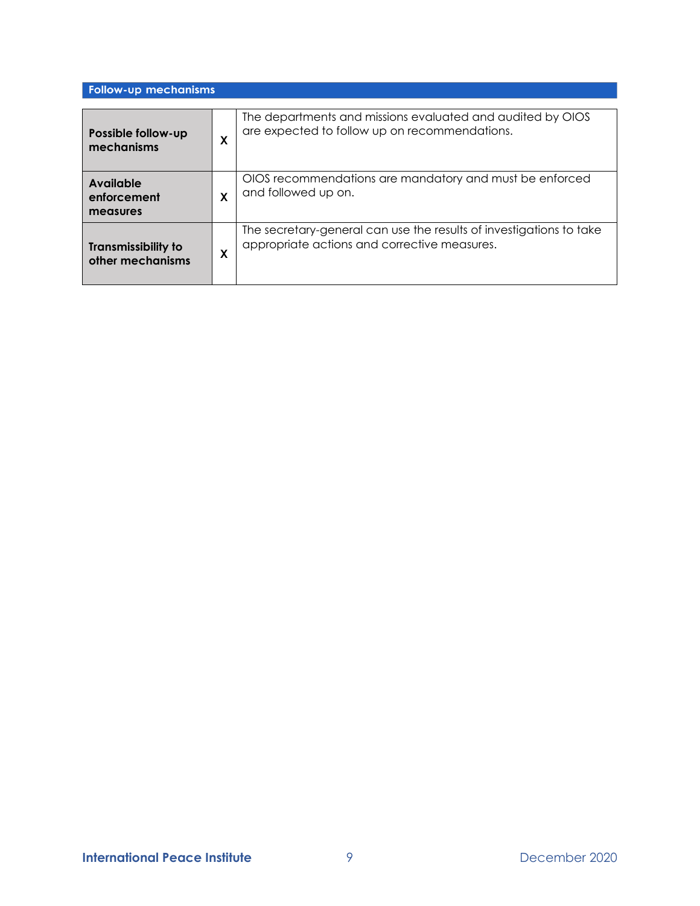### Follow-up mechanisms

| | | |
|---|---|---|
| **Possible follow-up mechanisms** | X | The departments and missions evaluated and audited by OIOS are expected to follow up on recommendations. |
| **Available enforcement measures** | X | OIOS recommendations are mandatory and must be enforced and followed up on. |
| **Transmissibility to other mechanisms** | X | The secretary-general can use the results of investigations to take appropriate actions and corrective measures. |